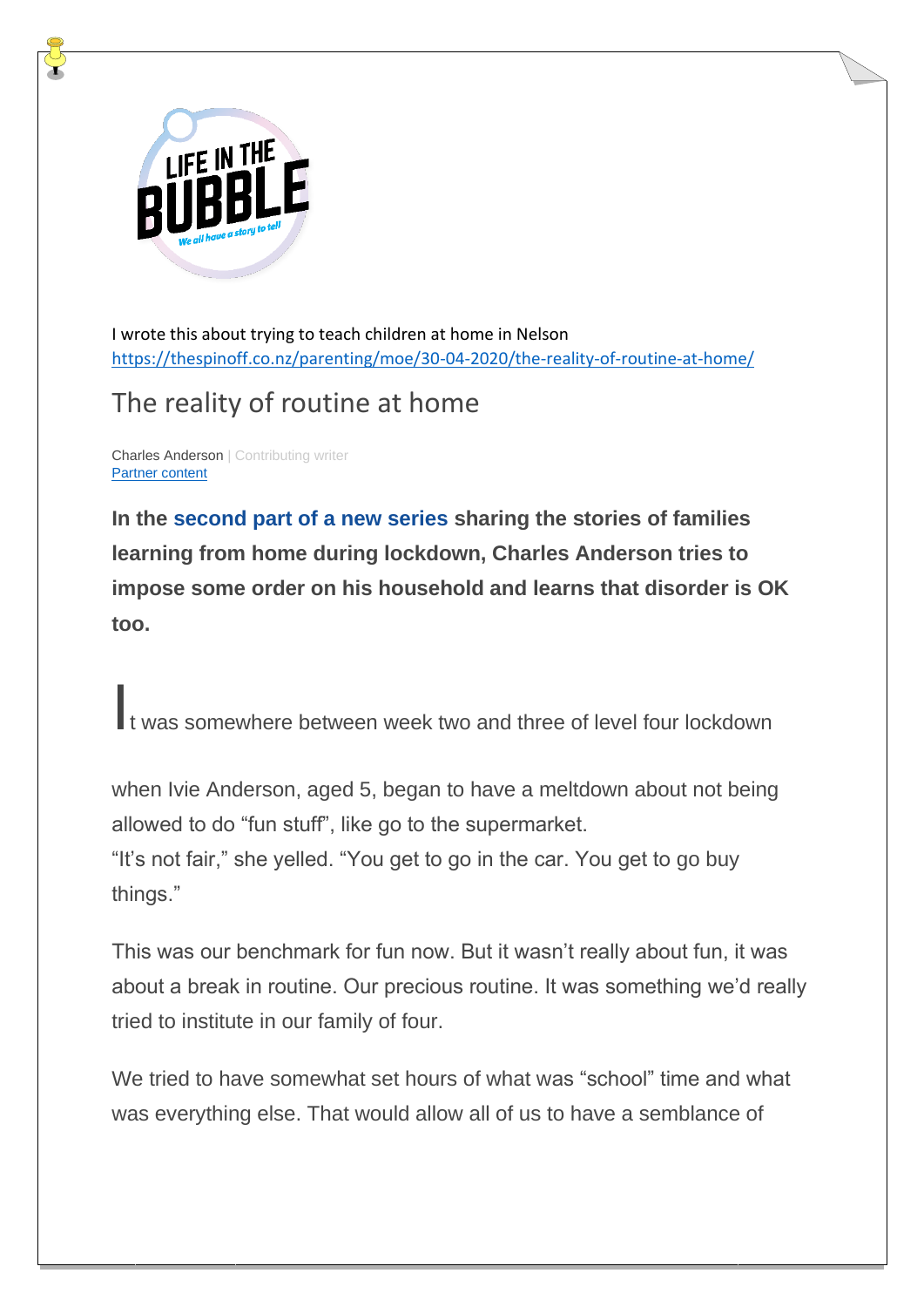I wrote this about trying to teach children at home in Nelson
https://thespinoff.co.nz/parenting/moe/30-04-2020/the-reality-of-routine-at-home/

# The reality of routine at home

Charles Anderson | Contributing writer
Partner content

**In the second part of a new series sharing the stories of families learning from home during lockdown, Charles Anderson tries to impose some order on his household and learns that disorder is OK too.**

It was somewhere between week two and three of level four lockdown when Ivie Anderson, aged 5, began to have a meltdown about not being allowed to do "fun stuff", like go to the supermarket.

"It's not fair," she yelled. "You get to go in the car. You get to go buy things."

This was our benchmark for fun now. But it wasn't really about fun, it was about a break in routine. Our precious routine. It was something we'd really tried to institute in our family of four.

We tried to have somewhat set hours of what was "school" time and what was everything else. That would allow all of us to have a semblance of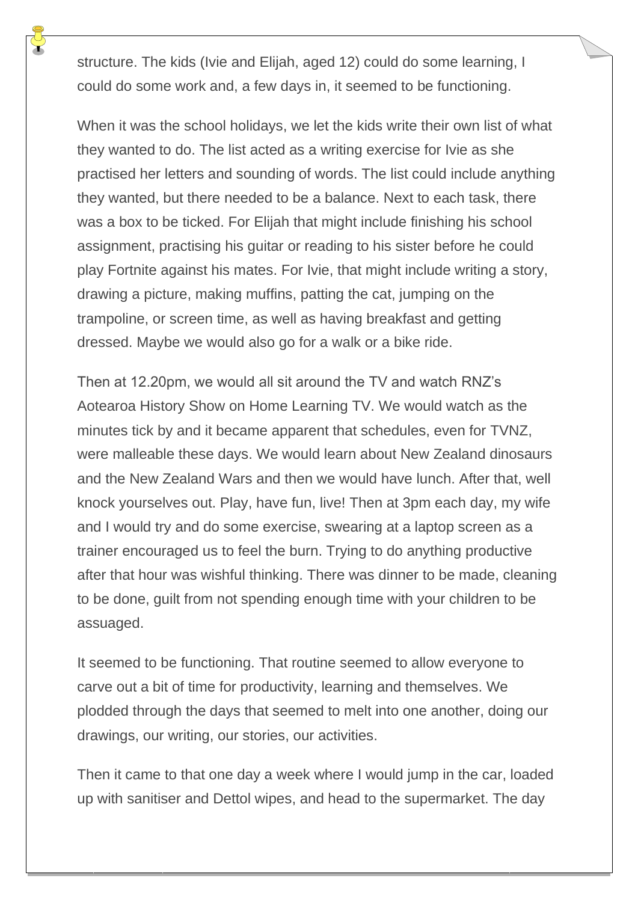structure. The kids (Ivie and Elijah, aged 12) could do some learning, I could do some work and, a few days in, it seemed to be functioning.

When it was the school holidays, we let the kids write their own list of what they wanted to do. The list acted as a writing exercise for Ivie as she practised her letters and sounding of words. The list could include anything they wanted, but there needed to be a balance. Next to each task, there was a box to be ticked. For Elijah that might include finishing his school assignment, practising his guitar or reading to his sister before he could play Fortnite against his mates. For Ivie, that might include writing a story, drawing a picture, making muffins, patting the cat, jumping on the trampoline, or screen time, as well as having breakfast and getting dressed. Maybe we would also go for a walk or a bike ride.

Then at 12.20pm, we would all sit around the TV and watch RNZ's Aotearoa History Show on Home Learning TV. We would watch as the minutes tick by and it became apparent that schedules, even for TVNZ, were malleable these days. We would learn about New Zealand dinosaurs and the New Zealand Wars and then we would have lunch. After that, well knock yourselves out. Play, have fun, live! Then at 3pm each day, my wife and I would try and do some exercise, swearing at a laptop screen as a trainer encouraged us to feel the burn. Trying to do anything productive after that hour was wishful thinking. There was dinner to be made, cleaning to be done, guilt from not spending enough time with your children to be assuaged.

It seemed to be functioning. That routine seemed to allow everyone to carve out a bit of time for productivity, learning and themselves. We plodded through the days that seemed to melt into one another, doing our drawings, our writing, our stories, our activities.

Then it came to that one day a week where I would jump in the car, loaded up with sanitiser and Dettol wipes, and head to the supermarket. The day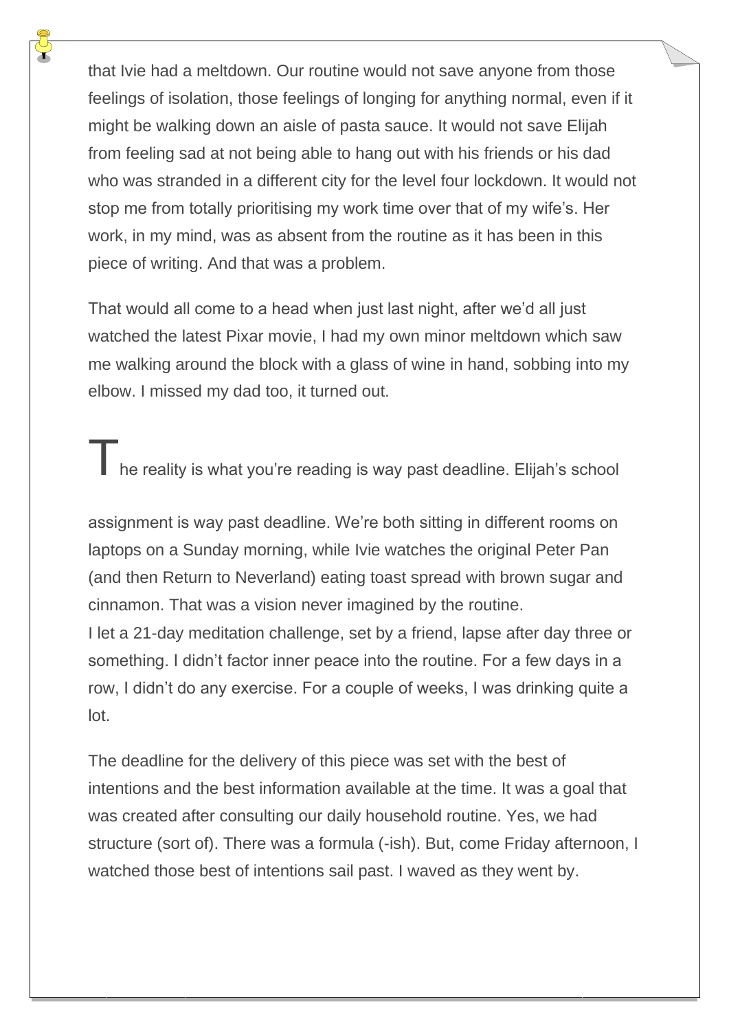that Ivie had a meltdown. Our routine would not save anyone from those feelings of isolation, those feelings of longing for anything normal, even if it might be walking down an aisle of pasta sauce. It would not save Elijah from feeling sad at not being able to hang out with his friends or his dad who was stranded in a different city for the level four lockdown. It would not stop me from totally prioritising my work time over that of my wife's. Her work, in my mind, was as absent from the routine as it has been in this piece of writing. And that was a problem.

That would all come to a head when just last night, after we'd all just watched the latest Pixar movie, I had my own minor meltdown which saw me walking around the block with a glass of wine in hand, sobbing into my elbow. I missed my dad too, it turned out.

The reality is what you're reading is way past deadline. Elijah's school assignment is way past deadline. We're both sitting in different rooms on laptops on a Sunday morning, while Ivie watches the original Peter Pan (and then Return to Neverland) eating toast spread with brown sugar and cinnamon. That was a vision never imagined by the routine.
I let a 21-day meditation challenge, set by a friend, lapse after day three or something. I didn't factor inner peace into the routine. For a few days in a row, I didn't do any exercise. For a couple of weeks, I was drinking quite a lot.

The deadline for the delivery of this piece was set with the best of intentions and the best information available at the time. It was a goal that was created after consulting our daily household routine. Yes, we had structure (sort of). There was a formula (-ish). But, come Friday afternoon, I watched those best of intentions sail past. I waved as they went by.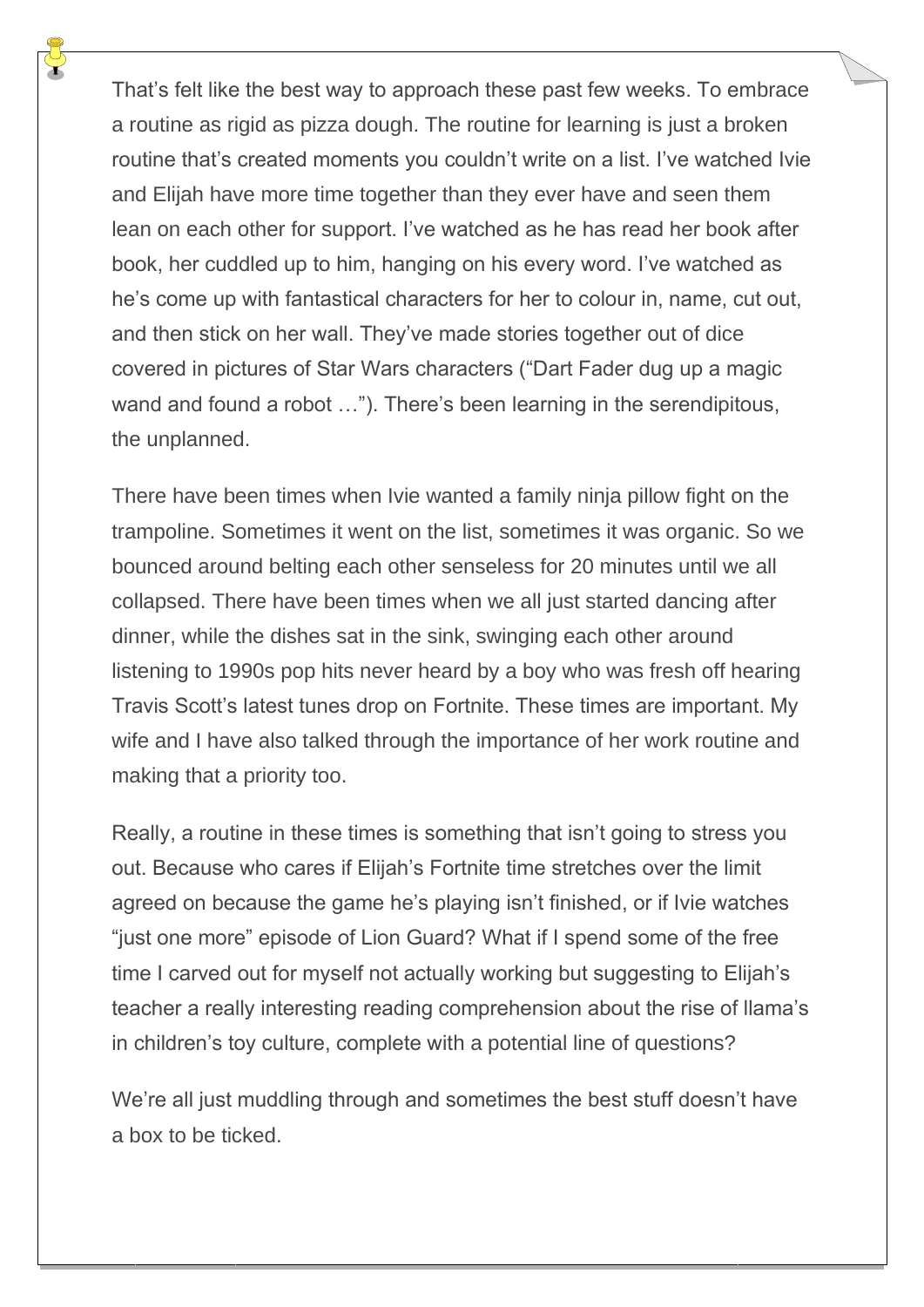That's felt like the best way to approach these past few weeks. To embrace a routine as rigid as pizza dough. The routine for learning is just a broken routine that's created moments you couldn't write on a list. I've watched Ivie and Elijah have more time together than they ever have and seen them lean on each other for support. I've watched as he has read her book after book, her cuddled up to him, hanging on his every word. I've watched as he's come up with fantastical characters for her to colour in, name, cut out, and then stick on her wall. They've made stories together out of dice covered in pictures of Star Wars characters ("Dart Fader dug up a magic wand and found a robot …"). There's been learning in the serendipitous, the unplanned.

There have been times when Ivie wanted a family ninja pillow fight on the trampoline. Sometimes it went on the list, sometimes it was organic. So we bounced around belting each other senseless for 20 minutes until we all collapsed. There have been times when we all just started dancing after dinner, while the dishes sat in the sink, swinging each other around listening to 1990s pop hits never heard by a boy who was fresh off hearing Travis Scott's latest tunes drop on Fortnite. These times are important. My wife and I have also talked through the importance of her work routine and making that a priority too.

Really, a routine in these times is something that isn't going to stress you out. Because who cares if Elijah's Fortnite time stretches over the limit agreed on because the game he's playing isn't finished, or if Ivie watches "just one more" episode of Lion Guard? What if I spend some of the free time I carved out for myself not actually working but suggesting to Elijah's teacher a really interesting reading comprehension about the rise of llama's in children's toy culture, complete with a potential line of questions?

We're all just muddling through and sometimes the best stuff doesn't have a box to be ticked.